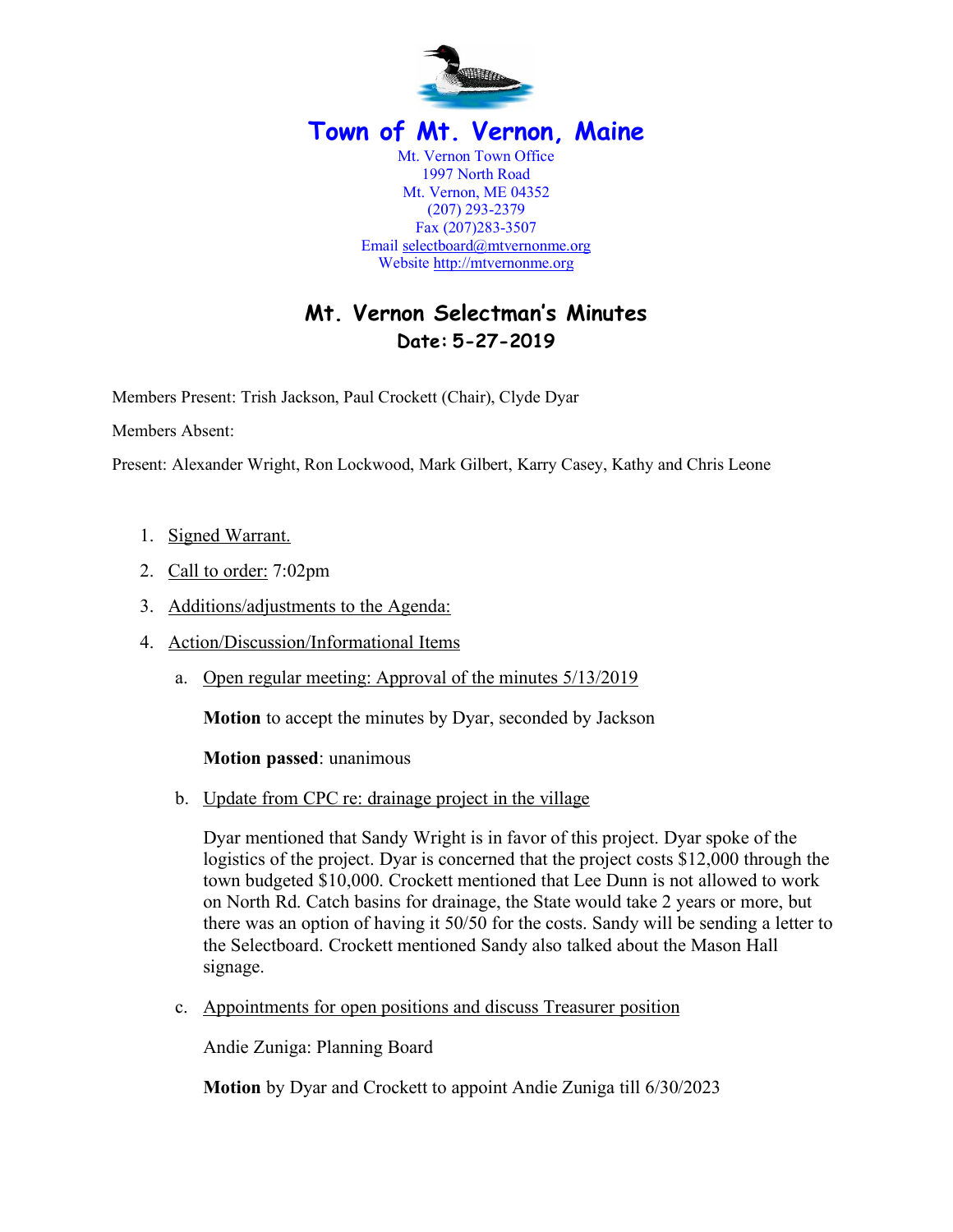# Town of Mt. Vernon, Maine

Mt. Vernon Town Office
1997 North Road
Mt. Vernon, ME 04352
(207) 293-2379
Fax (207)283-3507
Email selectboard@mtvernonme.org
Website http://mtvernonme.org

## Mt. Vernon Selectman's Minutes

**Date: 5-27-2019**

Members Present: Trish Jackson, Paul Crockett (Chair), Clyde Dyar

Members Absent:

Present: Alexander Wright, Ron Lockwood, Mark Gilbert, Karry Casey, Kathy and Chris Leone

1. Signed Warrant.
2. Call to order: 7:02pm
3. Additions/adjustments to the Agenda:
4. Action/Discussion/Informational Items

   a. Open regular meeting: Approval of the minutes 5/13/2019

   **Motion** to accept the minutes by Dyar, seconded by Jackson

   **Motion passed**: unanimous

   b. Update from CPC re: drainage project in the village

   Dyar mentioned that Sandy Wright is in favor of this project. Dyar spoke of the logistics of the project. Dyar is concerned that the project costs $12,000 through the town budgeted $10,000. Crockett mentioned that Lee Dunn is not allowed to work on North Rd. Catch basins for drainage, the State would take 2 years or more, but there was an option of having it 50/50 for the costs. Sandy will be sending a letter to the Selectboard. Crockett mentioned Sandy also talked about the Mason Hall signage.

   c. Appointments for open positions and discuss Treasurer position

   Andie Zuniga: Planning Board

   **Motion** by Dyar and Crockett to appoint Andie Zuniga till 6/30/2023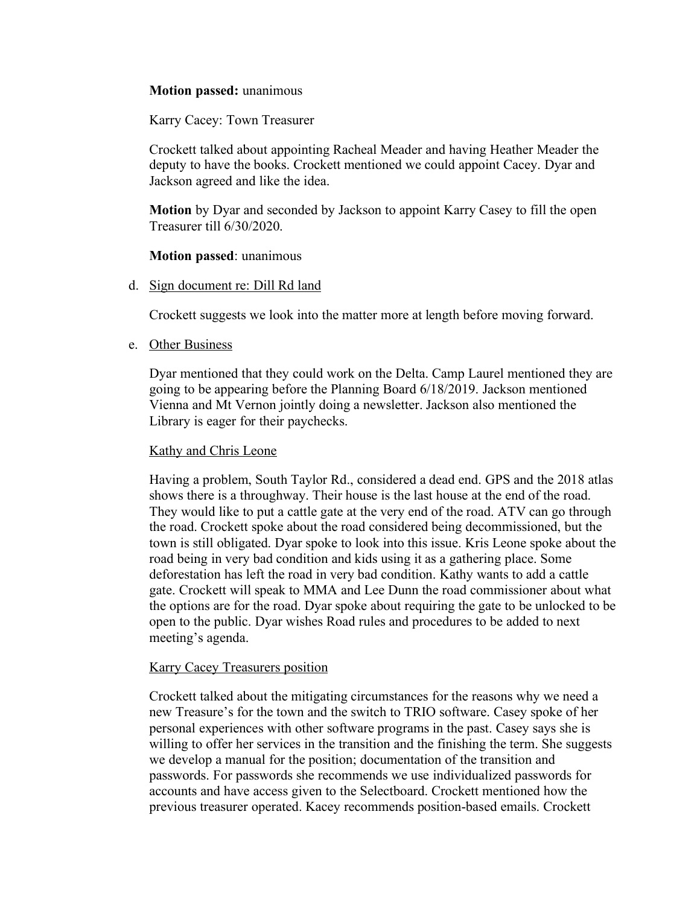**Motion passed:** unanimous

Karry Cacey: Town Treasurer

Crockett talked about appointing Racheal Meader and having Heather Meader the deputy to have the books. Crockett mentioned we could appoint Cacey. Dyar and Jackson agreed and like the idea.

**Motion** by Dyar and seconded by Jackson to appoint Karry Casey to fill the open Treasurer till 6/30/2020.

**Motion passed**: unanimous

d. Sign document re: Dill Rd land

Crockett suggests we look into the matter more at length before moving forward.

e. Other Business

Dyar mentioned that they could work on the Delta. Camp Laurel mentioned they are going to be appearing before the Planning Board 6/18/2019. Jackson mentioned Vienna and Mt Vernon jointly doing a newsletter. Jackson also mentioned the Library is eager for their paychecks.

Kathy and Chris Leone

Having a problem, South Taylor Rd., considered a dead end. GPS and the 2018 atlas shows there is a throughway. Their house is the last house at the end of the road. They would like to put a cattle gate at the very end of the road. ATV can go through the road. Crockett spoke about the road considered being decommissioned, but the town is still obligated. Dyar spoke to look into this issue. Kris Leone spoke about the road being in very bad condition and kids using it as a gathering place. Some deforestation has left the road in very bad condition. Kathy wants to add a cattle gate. Crockett will speak to MMA and Lee Dunn the road commissioner about what the options are for the road. Dyar spoke about requiring the gate to be unlocked to be open to the public. Dyar wishes Road rules and procedures to be added to next meeting's agenda.

Karry Cacey Treasurers position

Crockett talked about the mitigating circumstances for the reasons why we need a new Treasure's for the town and the switch to TRIO software. Casey spoke of her personal experiences with other software programs in the past. Casey says she is willing to offer her services in the transition and the finishing the term. She suggests we develop a manual for the position; documentation of the transition and passwords. For passwords she recommends we use individualized passwords for accounts and have access given to the Selectboard. Crockett mentioned how the previous treasurer operated. Kacey recommends position-based emails. Crockett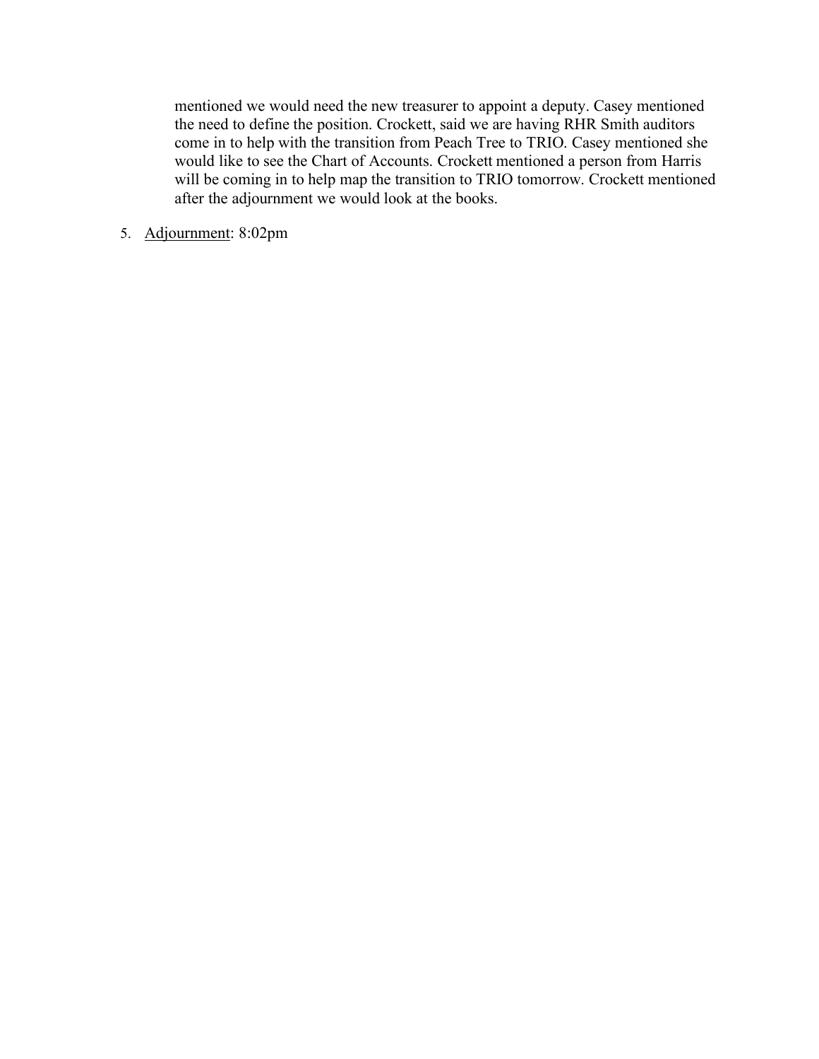mentioned we would need the new treasurer to appoint a deputy. Casey mentioned the need to define the position. Crockett, said we are having RHR Smith auditors come in to help with the transition from Peach Tree to TRIO. Casey mentioned she would like to see the Chart of Accounts. Crockett mentioned a person from Harris will be coming in to help map the transition to TRIO tomorrow. Crockett mentioned after the adjournment we would look at the books.

5. Adjournment: 8:02pm